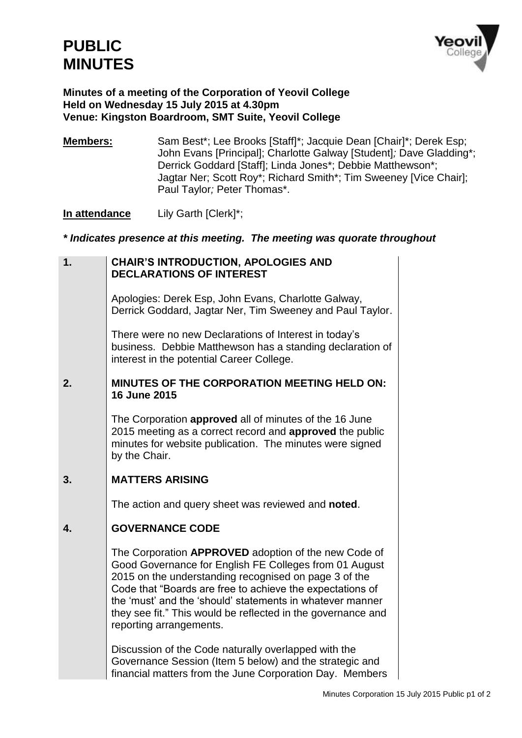# PUBLIC MINUTES

**Minutes of a meeting of the Corporation of Yeovil College**
**Held on Wednesday 15 July 2015 at 4.30pm**
**Venue: Kingston Boardroom, SMT Suite, Yeovil College**

**Members:** Sam Best*; Lee Brooks [Staff]*; Jacquie Dean [Chair]*; Derek Esp; John Evans [Principal]; Charlotte Galway [Student]; Dave Gladding*; Derrick Goddard [Staff]; Linda Jones*; Debbie Matthewson*; Jagtar Ner; Scott Roy*; Richard Smith*; Tim Sweeney [Vice Chair]; Paul Taylor; Peter Thomas*.

**In attendance** Lily Garth [Clerk]*;

***\* Indicates presence at this meeting. The meeting was quorate throughout***

## 1. CHAIR'S INTRODUCTION, APOLOGIES AND DECLARATIONS OF INTEREST

Apologies: Derek Esp, John Evans, Charlotte Galway, Derrick Goddard, Jagtar Ner, Tim Sweeney and Paul Taylor.

There were no new Declarations of Interest in today's business. Debbie Matthewson has a standing declaration of interest in the potential Career College.

## 2. MINUTES OF THE CORPORATION MEETING HELD ON: 16 June 2015

The Corporation **approved** all of minutes of the 16 June 2015 meeting as a correct record and **approved** the public minutes for website publication. The minutes were signed by the Chair.

## 3. MATTERS ARISING

The action and query sheet was reviewed and **noted**.

## 4. GOVERNANCE CODE

The Corporation **APPROVED** adoption of the new Code of Good Governance for English FE Colleges from 01 August 2015 on the understanding recognised on page 3 of the Code that "Boards are free to achieve the expectations of the 'must' and the 'should' statements in whatever manner they see fit." This would be reflected in the governance and reporting arrangements.

Discussion of the Code naturally overlapped with the Governance Session (Item 5 below) and the strategic and financial matters from the June Corporation Day. Members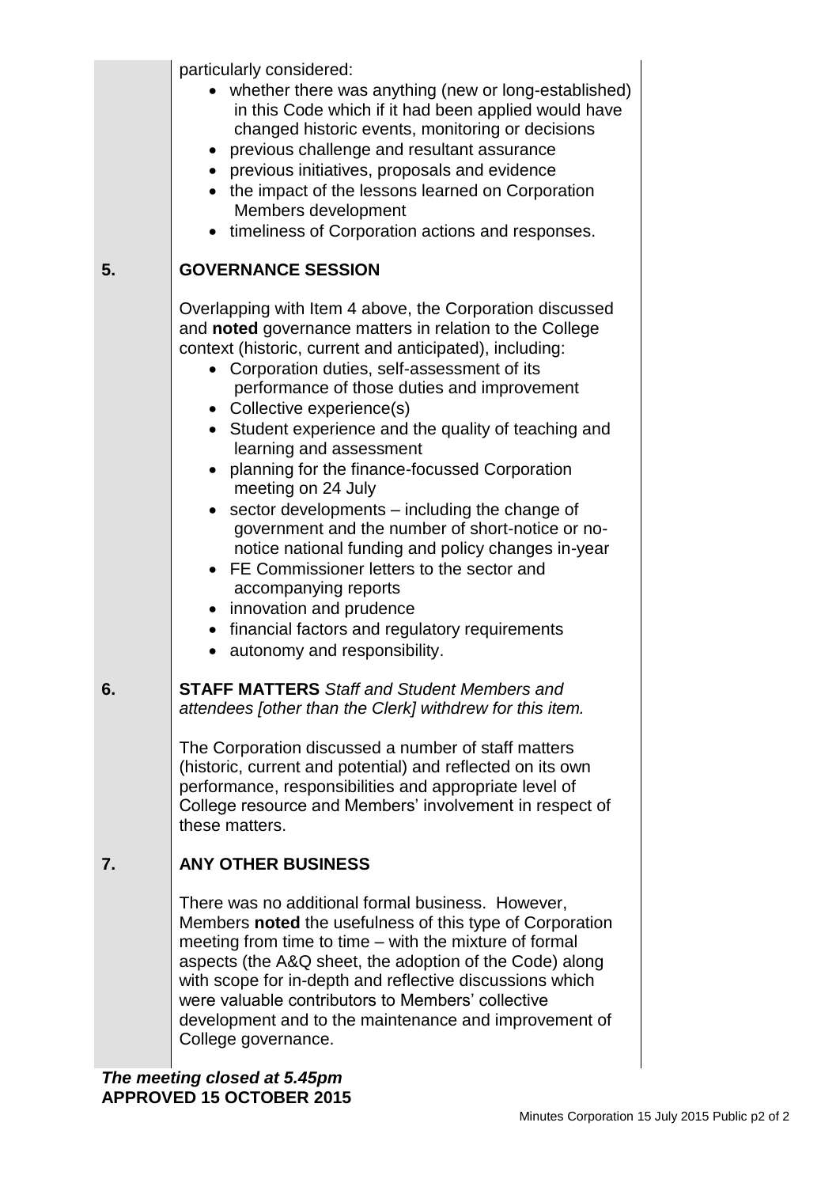particularly considered:

- whether there was anything (new or long-established) in this Code which if it had been applied would have changed historic events, monitoring or decisions
- previous challenge and resultant assurance
- previous initiatives, proposals and evidence
- the impact of the lessons learned on Corporation Members development
- timeliness of Corporation actions and responses.

**5. GOVERNANCE SESSION**

Overlapping with Item 4 above, the Corporation discussed and **noted** governance matters in relation to the College context (historic, current and anticipated), including:

- Corporation duties, self-assessment of its performance of those duties and improvement
- Collective experience(s)
- Student experience and the quality of teaching and learning and assessment
- planning for the finance-focussed Corporation meeting on 24 July
- sector developments – including the change of government and the number of short-notice or no-notice national funding and policy changes in-year
- FE Commissioner letters to the sector and accompanying reports
- innovation and prudence
- financial factors and regulatory requirements
- autonomy and responsibility.

**6. STAFF MATTERS** *Staff and Student Members and attendees [other than the Clerk] withdrew for this item.*

The Corporation discussed a number of staff matters (historic, current and potential) and reflected on its own performance, responsibilities and appropriate level of College resource and Members' involvement in respect of these matters.

**7. ANY OTHER BUSINESS**

There was no additional formal business. However, Members **noted** the usefulness of this type of Corporation meeting from time to time – with the mixture of formal aspects (the A&Q sheet, the adoption of the Code) along with scope for in-depth and reflective discussions which were valuable contributors to Members' collective development and to the maintenance and improvement of College governance.

***The meeting closed at 5.45pm***
**APPROVED 15 OCTOBER 2015**